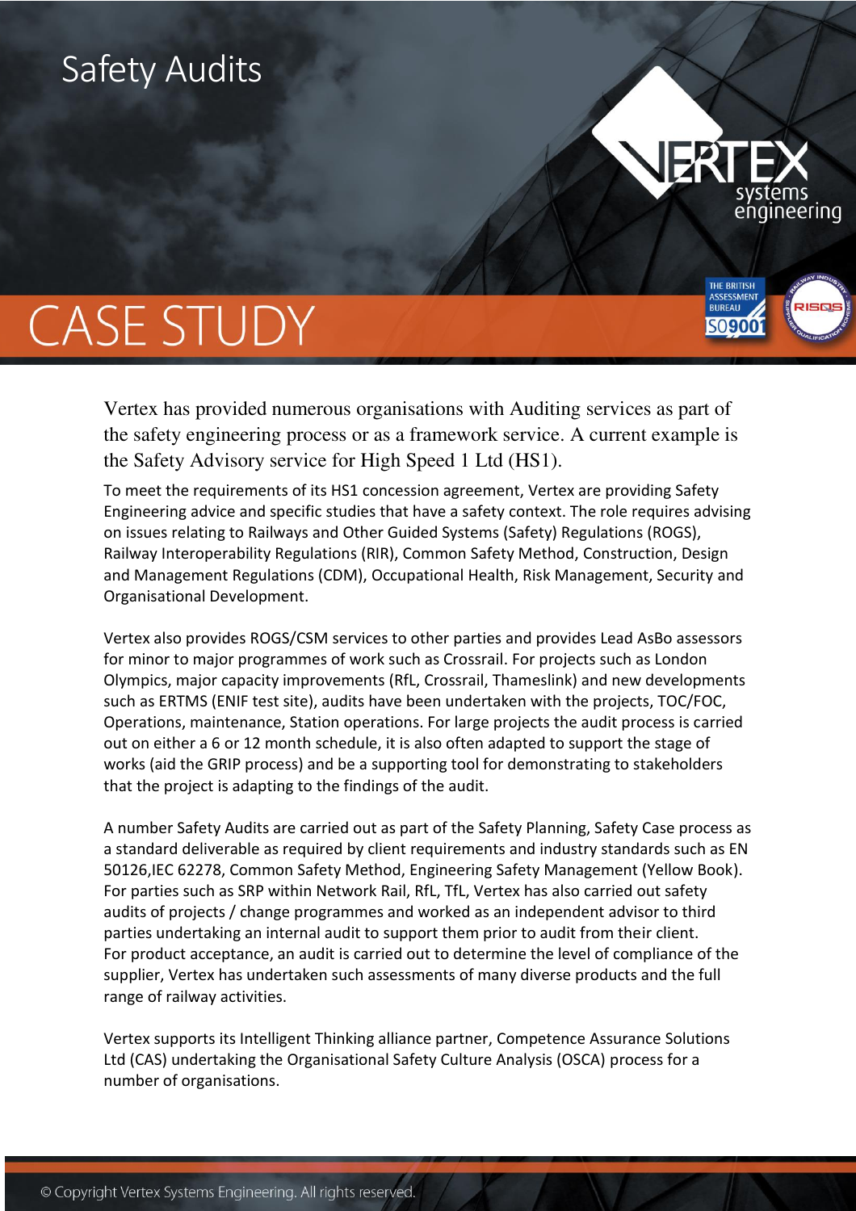# Safety Audits

## CASE STUDY

Vertex has provided numerous organisations with Auditing services as part of the safety engineering process or as a framework service. A current example is the Safety Advisory service for High Speed 1 Ltd (HS1).

To meet the requirements of its HS1 concession agreement, Vertex are providing Safety Engineering advice and specific studies that have a safety context. The role requires advising on issues relating to Railways and Other Guided Systems (Safety) Regulations (ROGS), Railway Interoperability Regulations (RIR), Common Safety Method, Construction, Design and Management Regulations (CDM), Occupational Health, Risk Management, Security and Organisational Development.

Vertex also provides ROGS/CSM services to other parties and provides Lead AsBo assessors for minor to major programmes of work such as Crossrail. For projects such as London Olympics, major capacity improvements (RfL, Crossrail, Thameslink) and new developments such as ERTMS (ENIF test site), audits have been undertaken with the projects, TOC/FOC, Operations, maintenance, Station operations. For large projects the audit process is carried out on either a 6 or 12 month schedule, it is also often adapted to support the stage of works (aid the GRIP process) and be a supporting tool for demonstrating to stakeholders that the project is adapting to the findings of the audit.

A number Safety Audits are carried out as part of the Safety Planning, Safety Case process as a standard deliverable as required by client requirements and industry standards such as EN 50126,IEC 62278, Common Safety Method, Engineering Safety Management (Yellow Book). For parties such as SRP within Network Rail, RfL, TfL, Vertex has also carried out safety audits of projects / change programmes and worked as an independent advisor to third parties undertaking an internal audit to support them prior to audit from their client. For product acceptance, an audit is carried out to determine the level of compliance of the supplier, Vertex has undertaken such assessments of many diverse products and the full range of railway activities.

Vertex supports its Intelligent Thinking alliance partner, Competence Assurance Solutions Ltd (CAS) undertaking the Organisational Safety Culture Analysis (OSCA) process for a number of organisations.

© Copyright Vertex Systems Engineering. All rights reserved.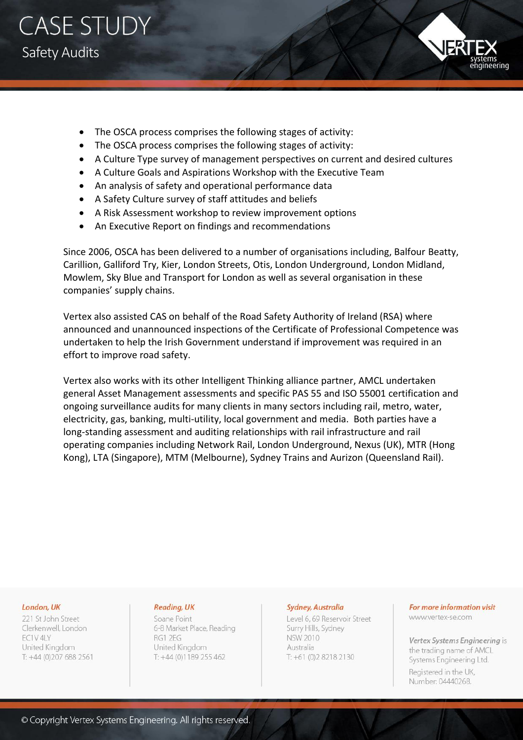- The OSCA process comprises the following stages of activity:
- The OSCA process comprises the following stages of activity:
- A Culture Type survey of management perspectives on current and desired cultures
- A Culture Goals and Aspirations Workshop with the Executive Team
- An analysis of safety and operational performance data
- A Safety Culture survey of staff attitudes and beliefs
- A Risk Assessment workshop to review improvement options
- An Executive Report on findings and recommendations

Since 2006, OSCA has been delivered to a number of organisations including, Balfour Beatty, Carillion, Galliford Try, Kier, London Streets, Otis, London Underground, London Midland, Mowlem, Sky Blue and Transport for London as well as several organisation in these companies' supply chains.

Vertex also assisted CAS on behalf of the Road Safety Authority of Ireland (RSA) where announced and unannounced inspections of the Certificate of Professional Competence was undertaken to help the Irish Government understand if improvement was required in an effort to improve road safety.

Vertex also works with its other Intelligent Thinking alliance partner, AMCL undertaken general Asset Management assessments and specific PAS 55 and ISO 55001 certification and ongoing surveillance audits for many clients in many sectors including rail, metro, water, electricity, gas, banking, multi-utility, local government and media. Both parties have a long-standing assessment and auditing relationships with rail infrastructure and rail operating companies including Network Rail, London Underground, Nexus (UK), MTR (Hong Kong), LTA (Singapore), MTM (Melbourne), Sydney Trains and Aurizon (Queensland Rail).

***London, UK***
221 St John Street
Clerkenwell, London
EC1V 4LY
United Kingdom
T: +44 (0)207 688 2561

***Reading, UK***
Soane Point
6-8 Market Place, Reading
RG1 2EG
United Kingdom
T: +44 (0)1189 255 462

***Sydney, Australia***
Level 6, 69 Reservoir Street
Surry Hills, Sydney
NSW 2010
Australia
T: +61 (0)2 8218 2130

***For more information visit***
www.vertex-se.com

***Vertex Systems Engineering*** is the trading name of AMCL Systems Engineering Ltd.
Registered in the UK, Number: 04440268.

© Copyright Vertex Systems Engineering. All rights reserved.